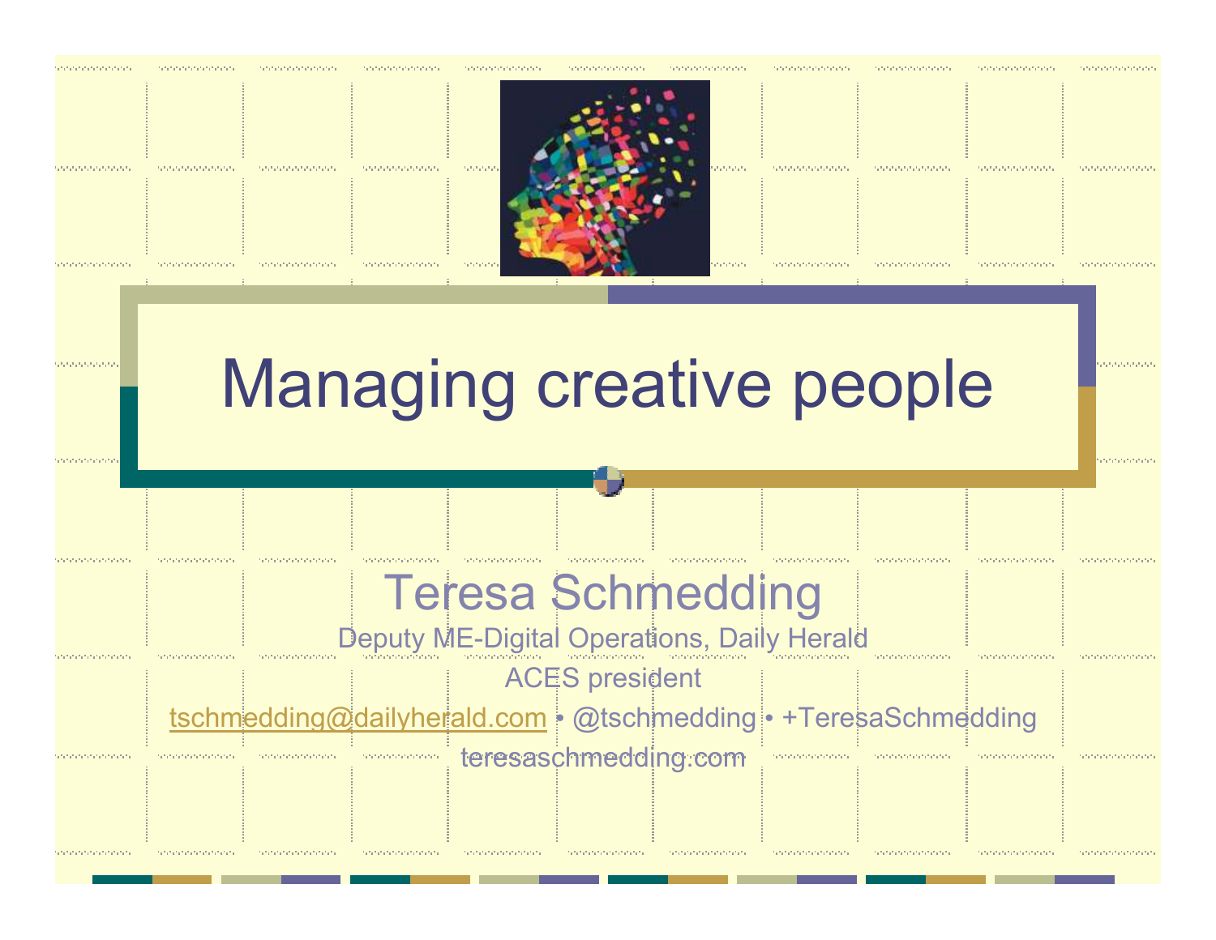# Managing creative people

Teresa Schmedding

Deputy ME-Digital Operations, Daily Herald

ACES president

tschmedding@dailyherald.com • @tschmedding • +TeresaSchmedding

teresaschmedding.com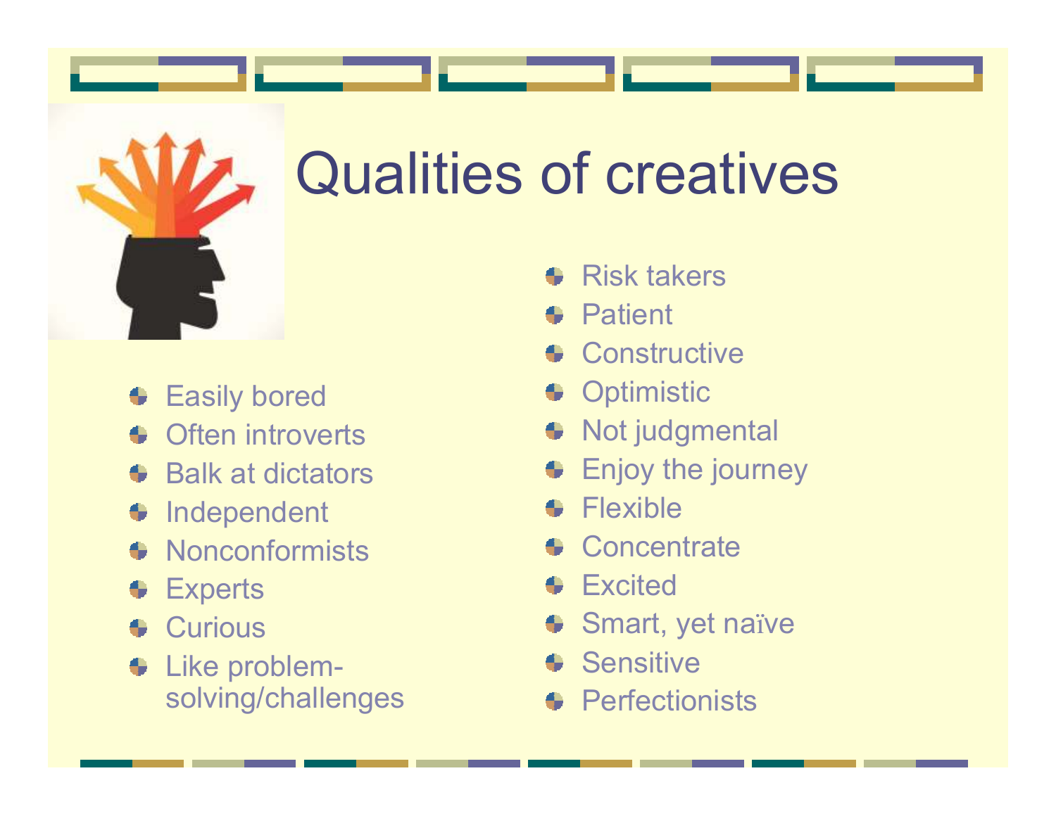# Qualities of creatives

- Easily bored
- Often introverts
- Balk at dictators
- Independent
- Nonconformists
- Experts
- Curious
- Like problem-solving/challenges
- Risk takers
- Patient
- Constructive
- Optimistic
- Not judgmental
- Enjoy the journey
- Flexible
- Concentrate
- Excited
- Smart, yet naïve
- Sensitive
- Perfectionists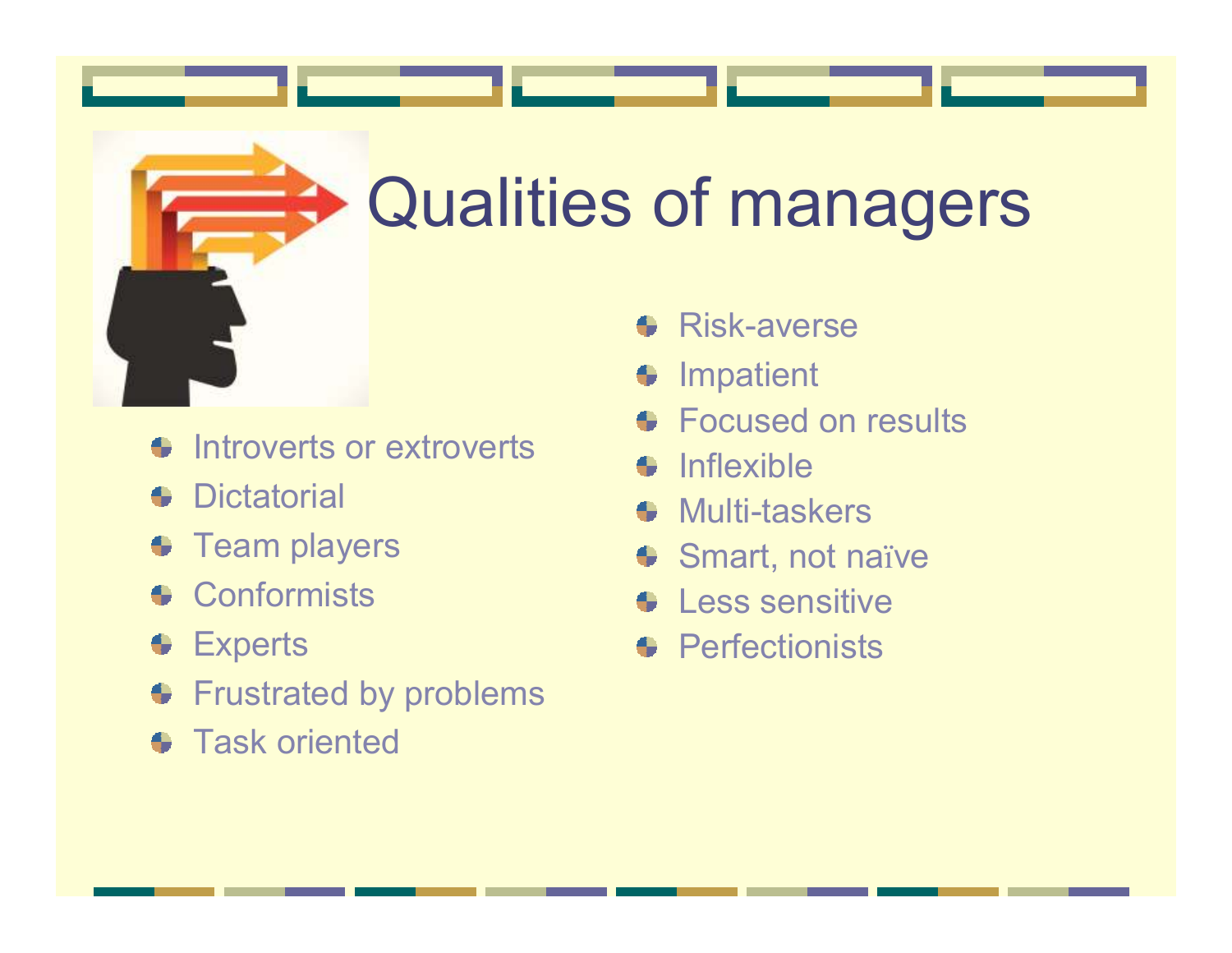# Qualities of managers

- Introverts or extroverts
- Dictatorial
- Team players
- Conformists
- Experts
- Frustrated by problems
- Task oriented
- Risk-averse
- Impatient
- Focused on results
- Inflexible
- Multi-taskers
- Smart, not naïve
- Less sensitive
- Perfectionists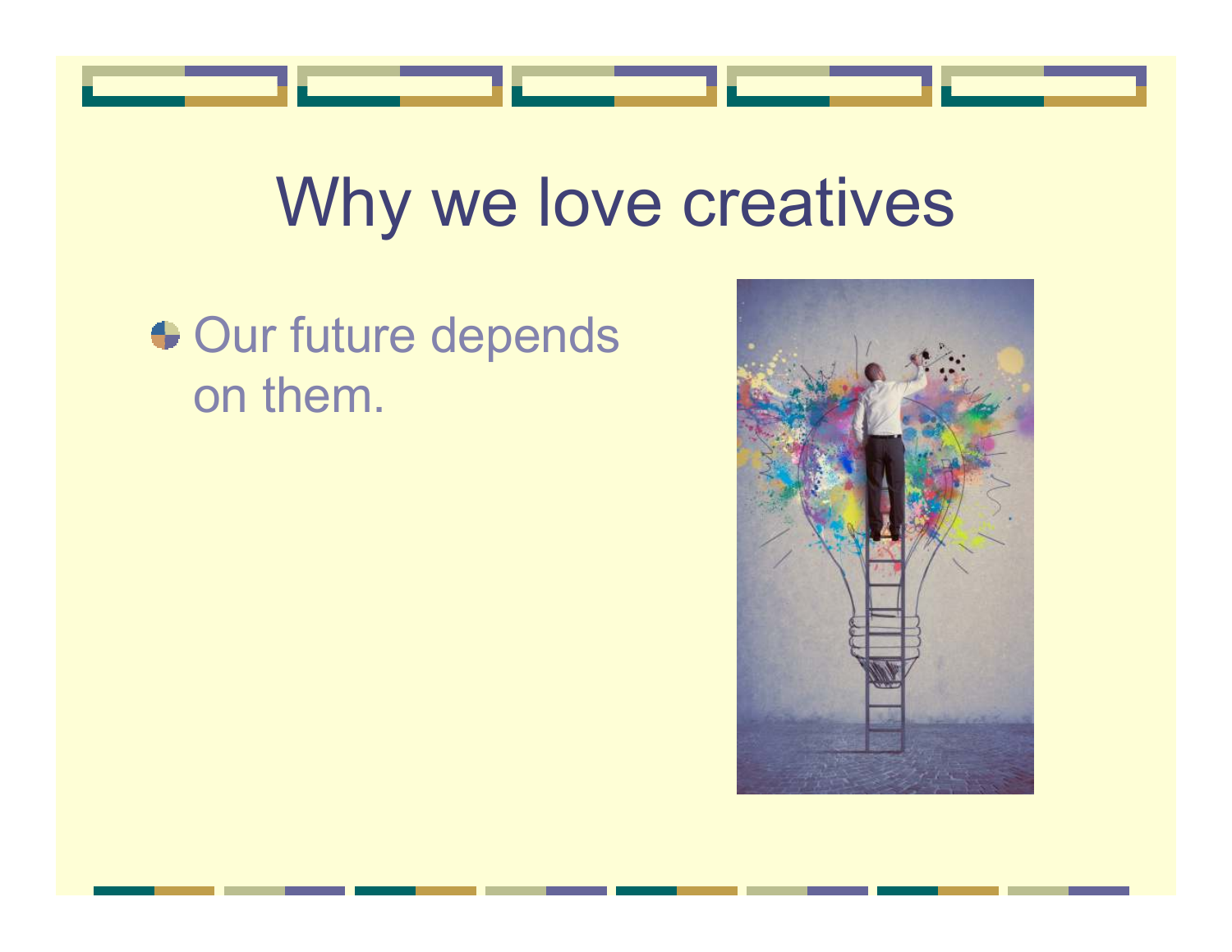# Why we love creatives

- Our future depends on them.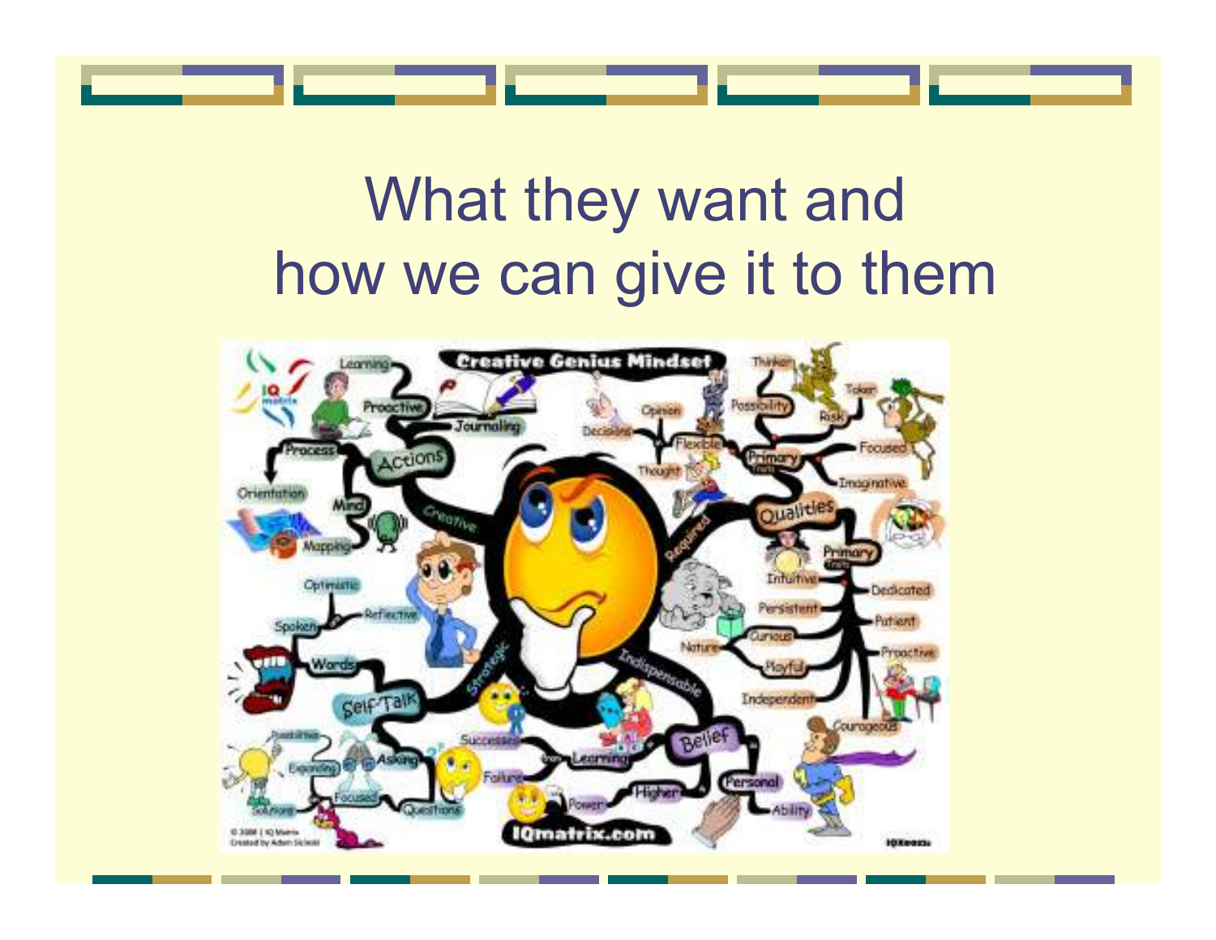# What they want and how we can give it to them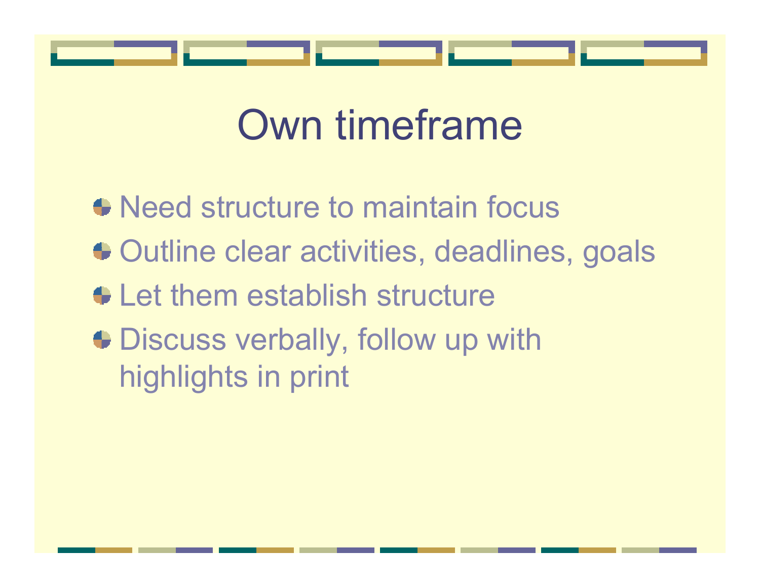# Own timeframe

- Need structure to maintain focus
- Outline clear activities, deadlines, goals
- Let them establish structure
- Discuss verbally, follow up with highlights in print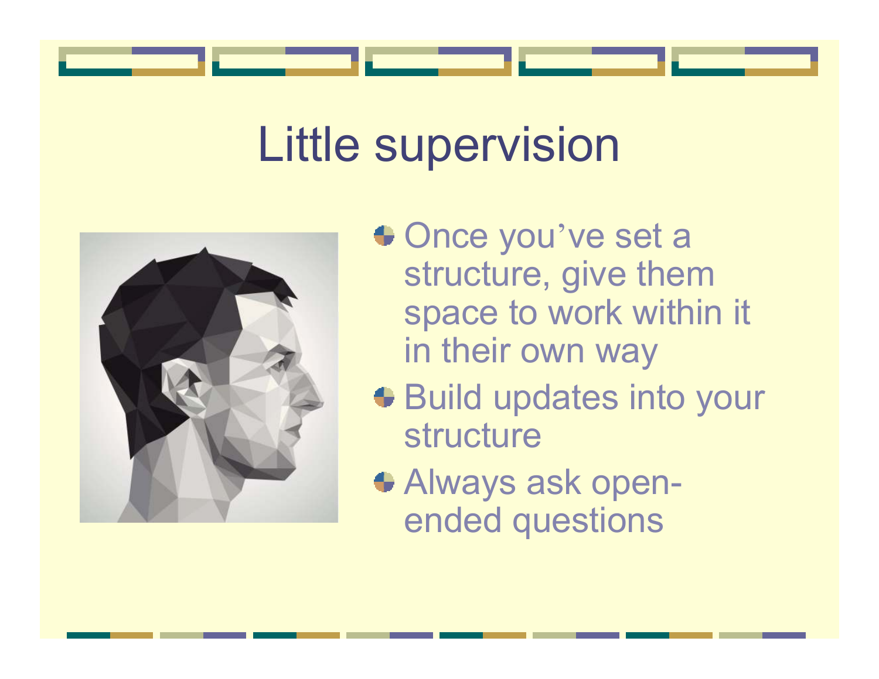# Little supervision

- Once you've set a structure, give them space to work within it in their own way
- Build updates into your structure
- Always ask open-ended questions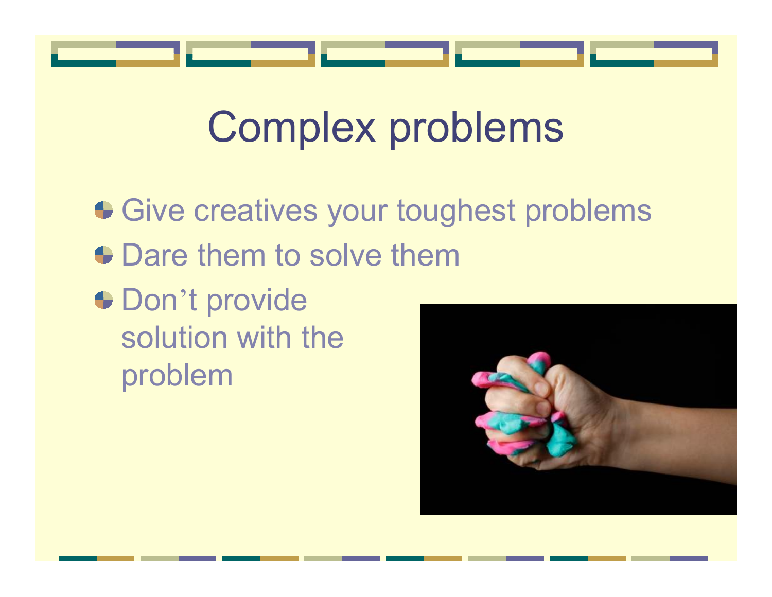# Complex problems

- Give creatives your toughest problems
- Dare them to solve them
- Don't provide solution with the problem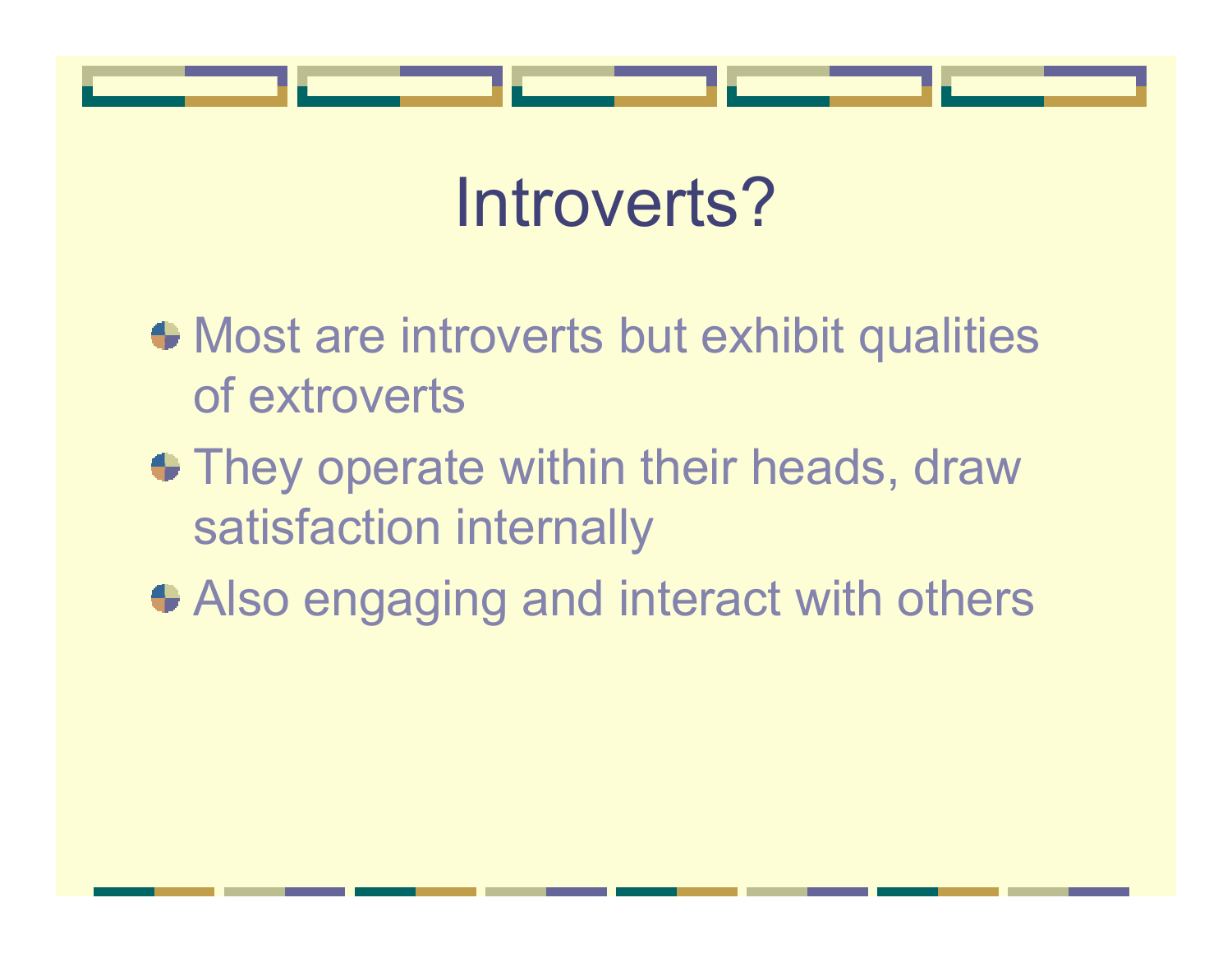# Introverts?

- Most are introverts but exhibit qualities of extroverts
- They operate within their heads, draw satisfaction internally
- Also engaging and interact with others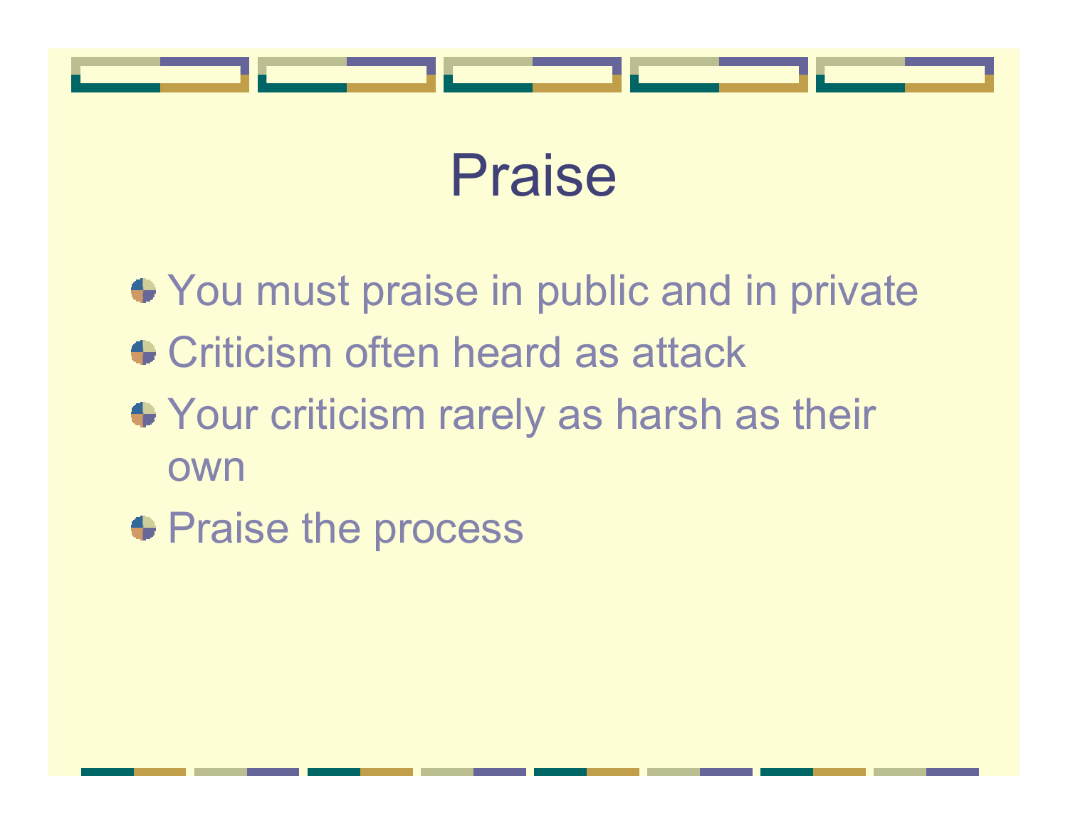# Praise

- You must praise in public and in private
- Criticism often heard as attack
- Your criticism rarely as harsh as their own
- Praise the process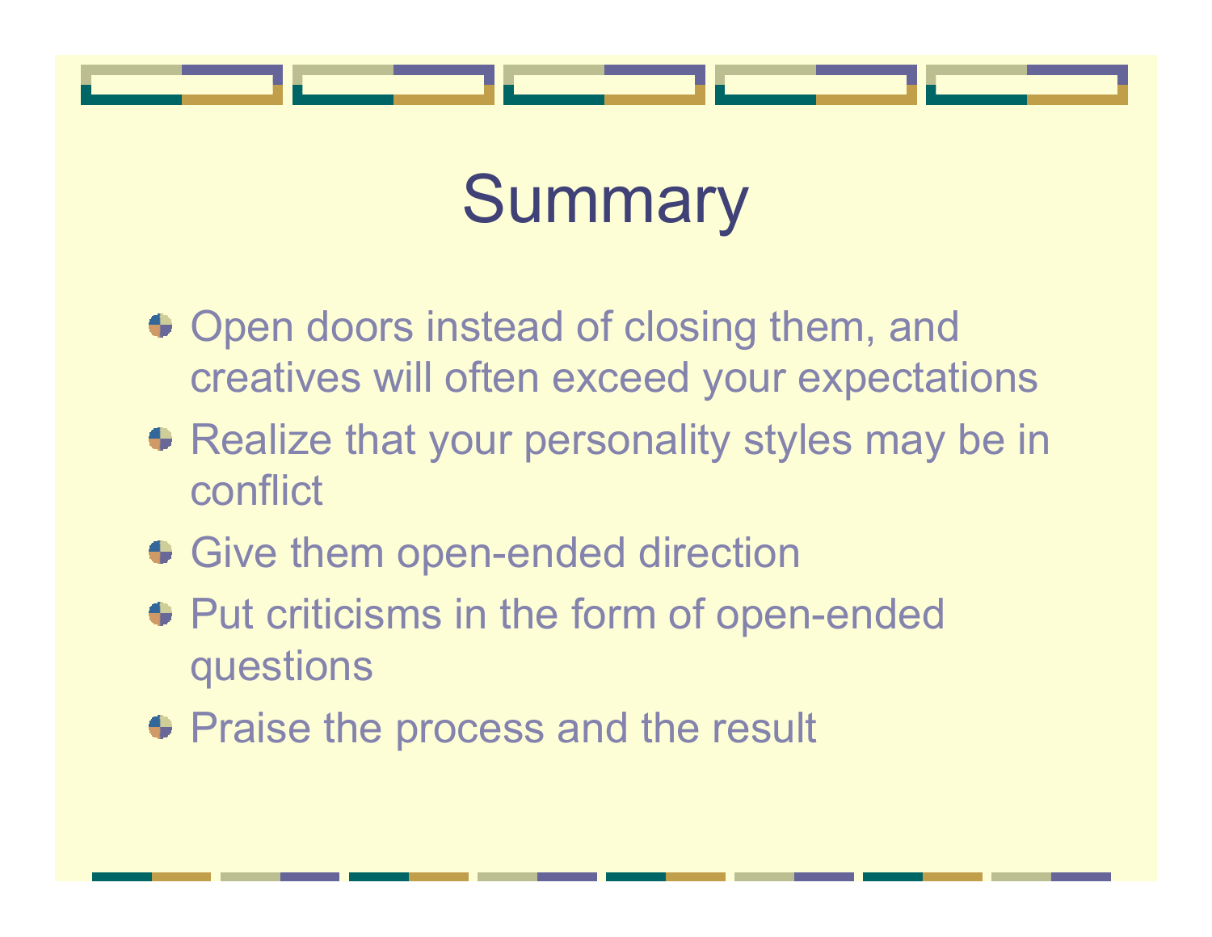# Summary

- Open doors instead of closing them, and creatives will often exceed your expectations
- Realize that your personality styles may be in conflict
- Give them open-ended direction
- Put criticisms in the form of open-ended questions
- Praise the process and the result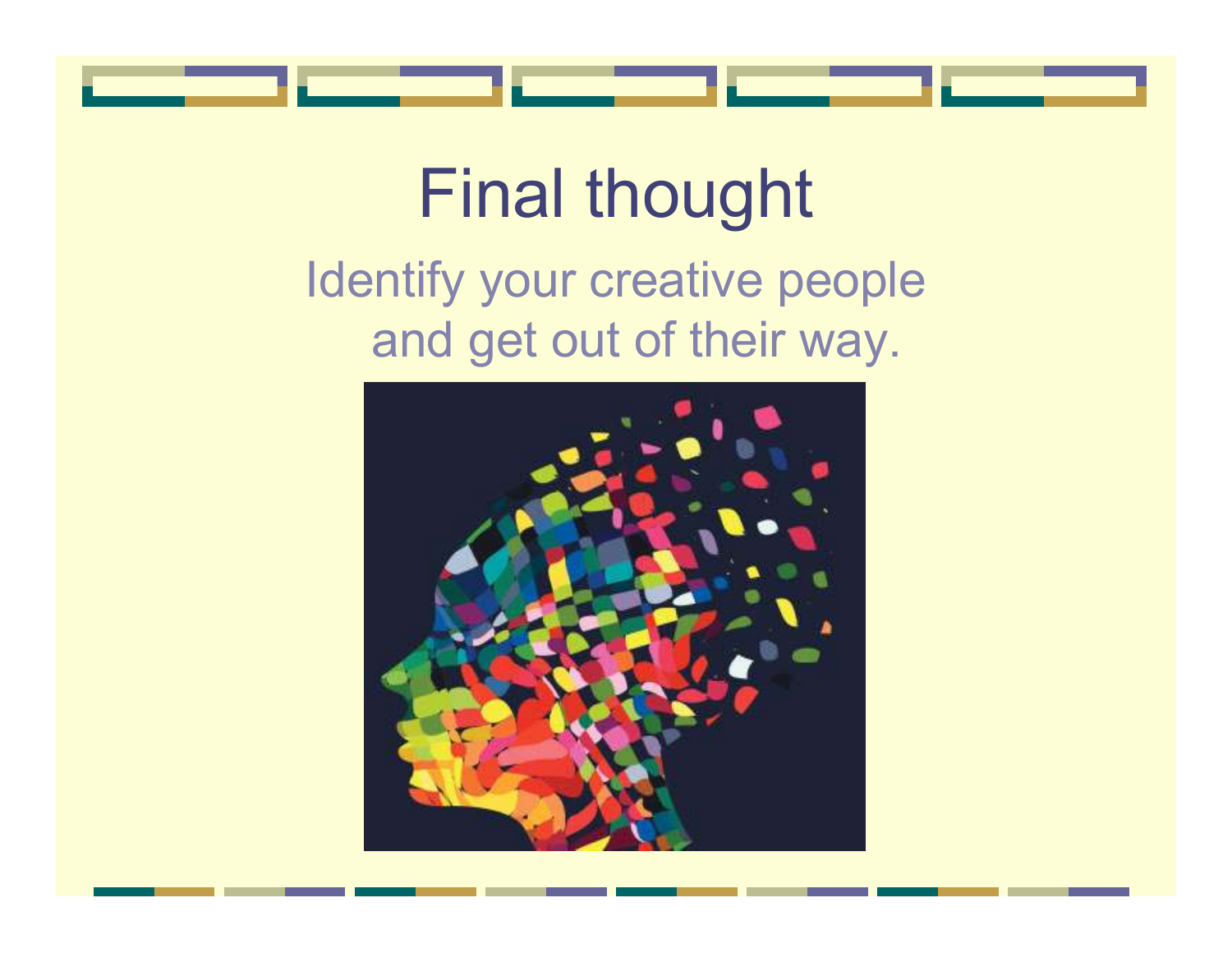# Final thought

Identify your creative people and get out of their way.